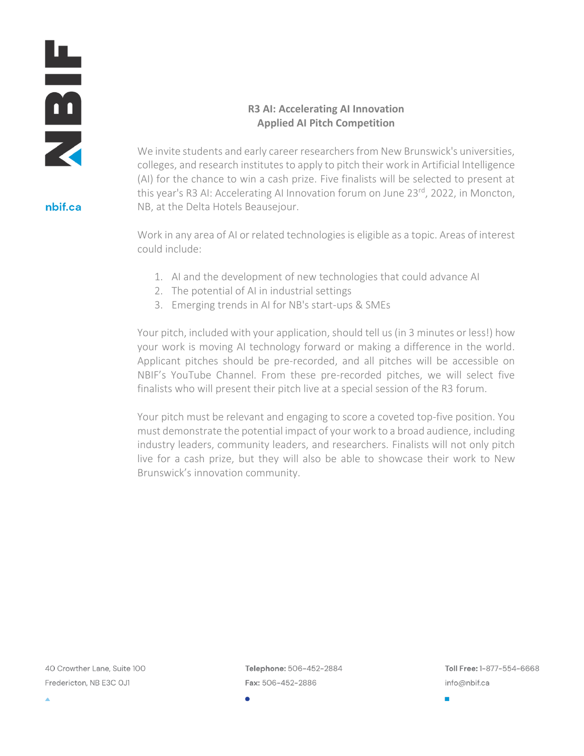# R3 AI: Accelerating AI Innovation
## Applied AI Pitch Competition

We invite students and early career researchers from New Brunswick's universities, colleges, and research institutes to apply to pitch their work in Artificial Intelligence (AI) for the chance to win a cash prize. Five finalists will be selected to present at this year's R3 AI: Accelerating AI Innovation forum on June 23rd, 2022, in Moncton, NB, at the Delta Hotels Beausejour.

Work in any area of AI or related technologies is eligible as a topic. Areas of interest could include:

1. AI and the development of new technologies that could advance AI
2. The potential of AI in industrial settings
3. Emerging trends in AI for NB's start-ups & SMEs

Your pitch, included with your application, should tell us (in 3 minutes or less!) how your work is moving AI technology forward or making a difference in the world. Applicant pitches should be pre-recorded, and all pitches will be accessible on NBIF's YouTube Channel. From these pre-recorded pitches, we will select five finalists who will present their pitch live at a special session of the R3 forum.

Your pitch must be relevant and engaging to score a coveted top-five position. You must demonstrate the potential impact of your work to a broad audience, including industry leaders, community leaders, and researchers. Finalists will not only pitch live for a cash prize, but they will also be able to showcase their work to New Brunswick's innovation community.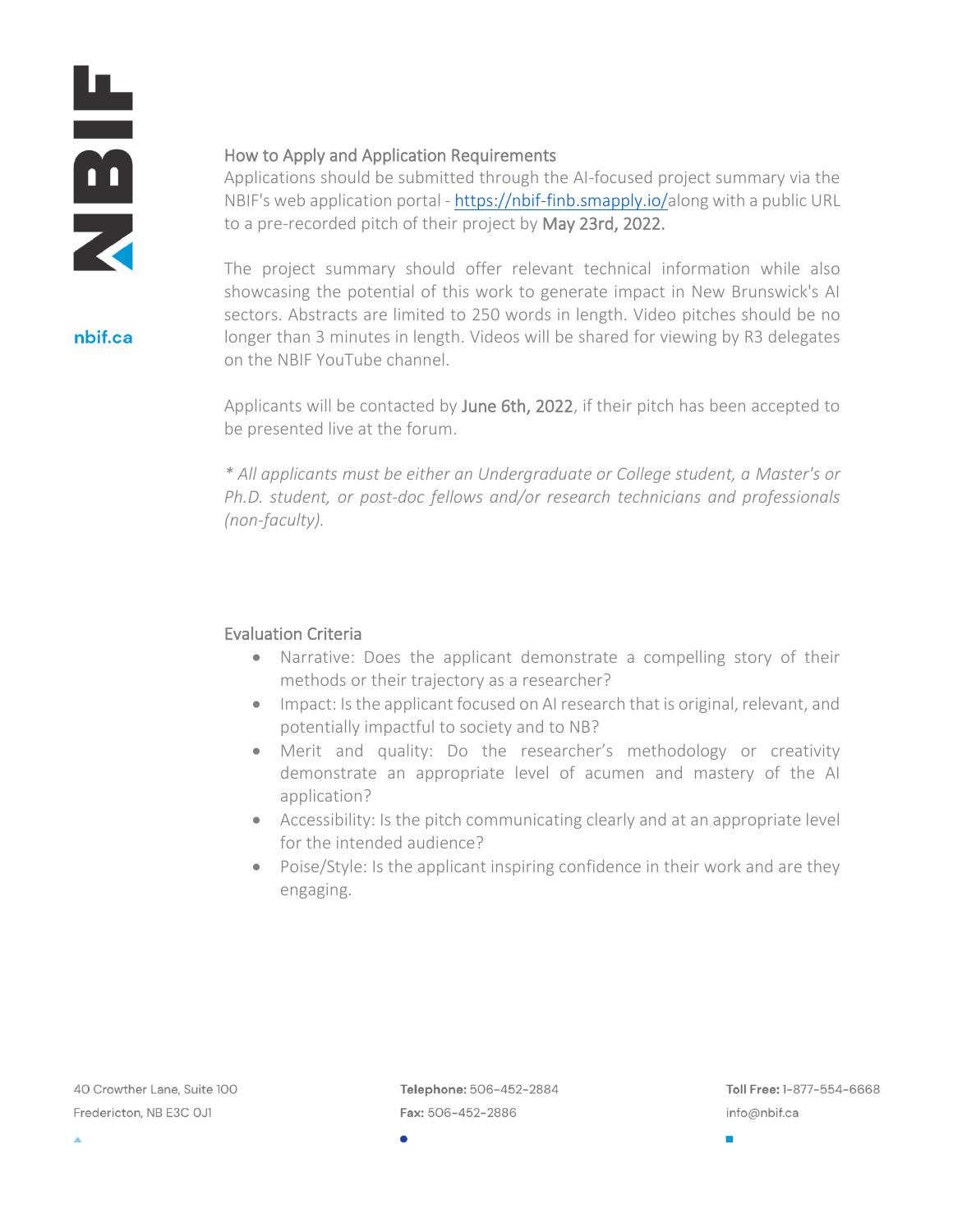## How to Apply and Application Requirements

Applications should be submitted through the AI-focused project summary via the NBIF's web application portal - https://nbif-finb.smapply.io/along with a public URL to a pre-recorded pitch of their project by May 23rd, 2022.

The project summary should offer relevant technical information while also showcasing the potential of this work to generate impact in New Brunswick's AI sectors. Abstracts are limited to 250 words in length. Video pitches should be no longer than 3 minutes in length. Videos will be shared for viewing by R3 delegates on the NBIF YouTube channel.

Applicants will be contacted by June 6th, 2022, if their pitch has been accepted to be presented live at the forum.

*\* All applicants must be either an Undergraduate or College student, a Master's or Ph.D. student, or post-doc fellows and/or research technicians and professionals (non-faculty).*

## Evaluation Criteria

- Narrative: Does the applicant demonstrate a compelling story of their methods or their trajectory as a researcher?
- Impact: Is the applicant focused on AI research that is original, relevant, and potentially impactful to society and to NB?
- Merit and quality: Do the researcher's methodology or creativity demonstrate an appropriate level of acumen and mastery of the AI application?
- Accessibility: Is the pitch communicating clearly and at an appropriate level for the intended audience?
- Poise/Style: Is the applicant inspiring confidence in their work and are they engaging.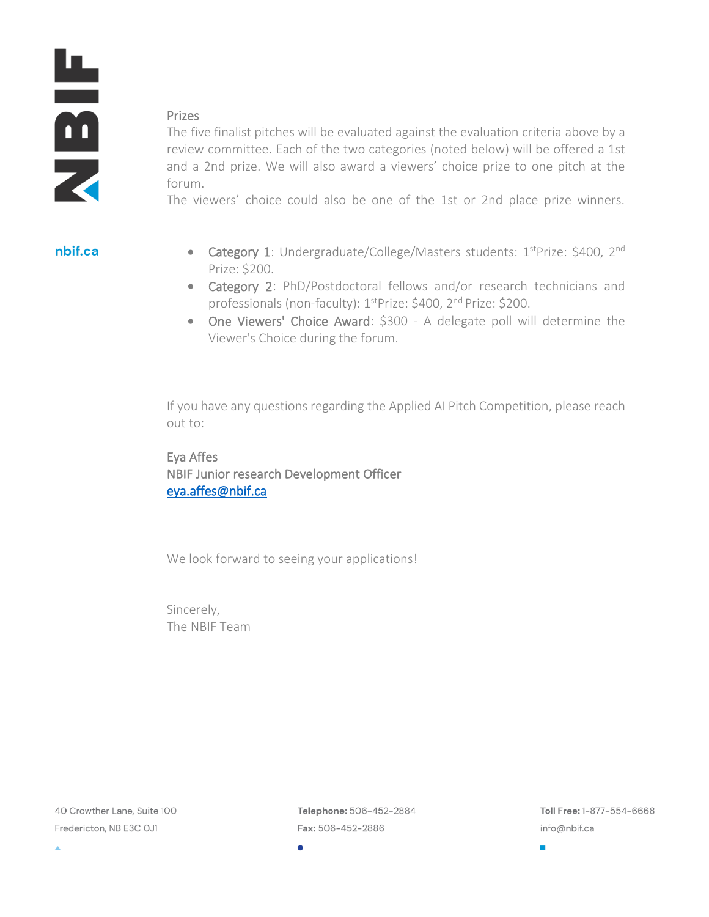## Prizes

The five finalist pitches will be evaluated against the evaluation criteria above by a review committee. Each of the two categories (noted below) will be offered a 1st and a 2nd prize. We will also award a viewers' choice prize to one pitch at the forum.

The viewers' choice could also be one of the 1st or 2nd place prize winners.

- Category 1: Undergraduate/College/Masters students: 1st Prize: $400, 2nd Prize: $200.
- Category 2: PhD/Postdoctoral fellows and/or research technicians and professionals (non-faculty): 1st Prize: $400, 2nd Prize: $200.
- One Viewers' Choice Award: $300 - A delegate poll will determine the Viewer's Choice during the forum.

If you have any questions regarding the Applied AI Pitch Competition, please reach out to:

Eya Affes
NBIF Junior research Development Officer
eya.affes@nbif.ca

We look forward to seeing your applications!

Sincerely,
The NBIF Team